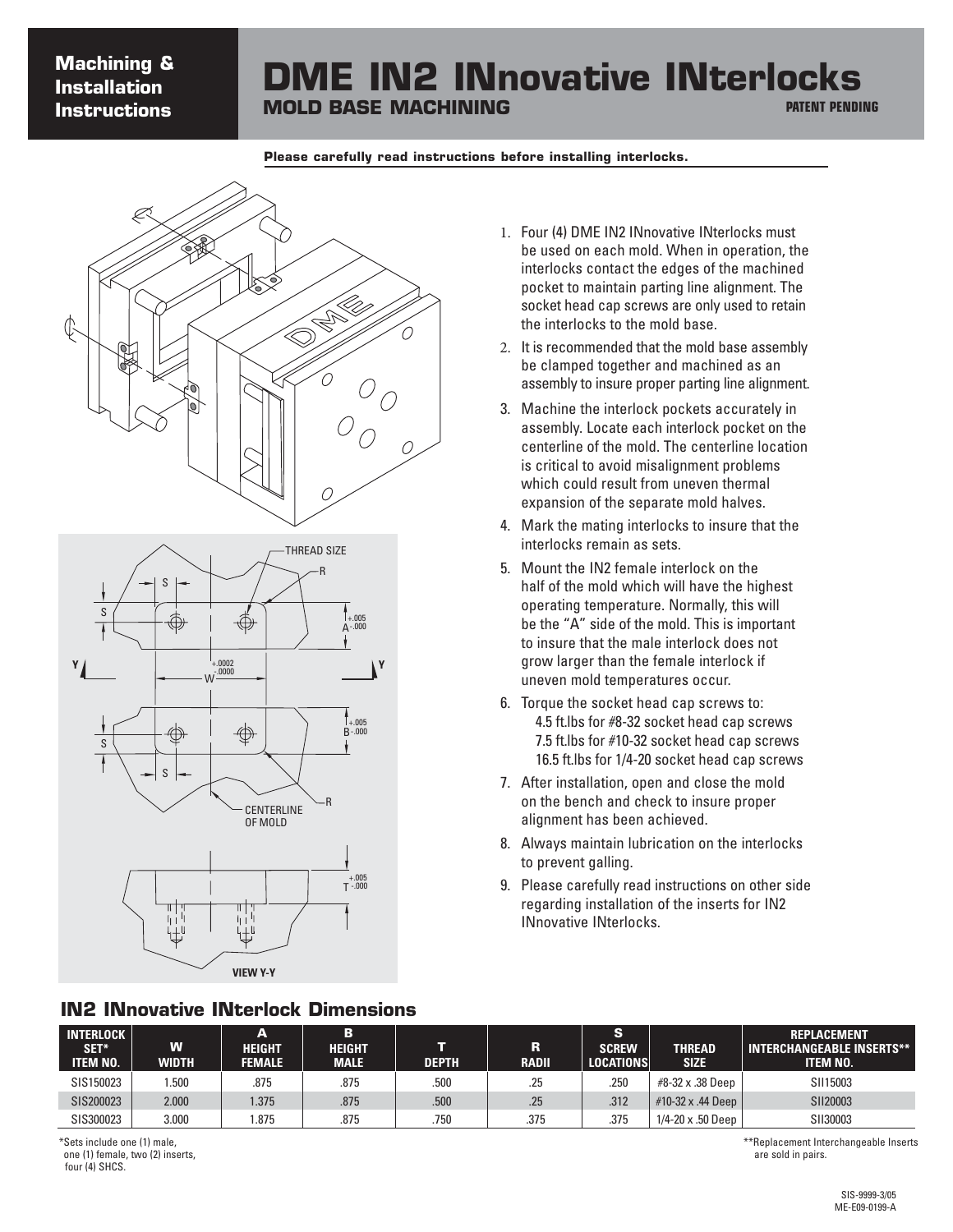**Machining & Installation Instructions**

# DME IN2 INnovative INterlocks

## MOLD BASE MACHINING

PATENT PENDING

**Please carefully read instructions before installing interlocks.**

1. Four (4) DME IN2 INnovative INterlocks must be used on each mold. When in operation, the interlocks contact the edges of the machined pocket to maintain parting line alignment. The socket head cap screws are only used to retain the interlocks to the mold base.
2. It is recommended that the mold base assembly be clamped together and machined as an assembly to insure proper parting line alignment.
3. Machine the interlock pockets accurately in assembly. Locate each interlock pocket on the centerline of the mold. The centerline location is critical to avoid misalignment problems which could result from uneven thermal expansion of the separate mold halves.
4. Mark the mating interlocks to insure that the interlocks remain as sets.
5. Mount the IN2 female interlock on the half of the mold which will have the highest operating temperature. Normally, this will be the "A" side of the mold. This is important to insure that the male interlock does not grow larger than the female interlock if uneven mold temperatures occur.
6. Torque the socket head cap screws to:
   - 4.5 ft.lbs for #8-32 socket head cap screws
   - 7.5 ft.lbs for #10-32 socket head cap screws
   - 16.5 ft.lbs for 1/4-20 socket head cap screws
7. After installation, open and close the mold on the bench and check to insure proper alignment has been achieved.
8. Always maintain lubrication on the interlocks to prevent galling.
9. Please carefully read instructions on other side regarding installation of the inserts for IN2 INnovative INterlocks.

## IN2 INnovative INterlock Dimensions

| INTERLOCK SET* ITEM NO. | W WIDTH | A HEIGHT FEMALE | B HEIGHT MALE | T DEPTH | R RADII | S SCREW LOCATIONS | THREAD SIZE | REPLACEMENT INTERCHANGEABLE INSERTS** ITEM NO. |
|---|---|---|---|---|---|---|---|---|
| SIS150023 | 1.500 | .875 | .875 | .500 | .25 | .250 | #8-32 x .38 Deep | SII15003 |
| SIS200023 | 2.000 | 1.375 | .875 | .500 | .25 | .312 | #10-32 x .44 Deep | SII20003 |
| SIS300023 | 3.000 | 1.875 | .875 | .750 | .375 | .375 | 1/4-20 x .50 Deep | SII30003 |

*Sets include one (1) male, one (1) female, two (2) inserts, four (4) SHCS.

**Replacement Interchangeable Inserts are sold in pairs.

SIS-9999-3/05
ME-E09-0199-A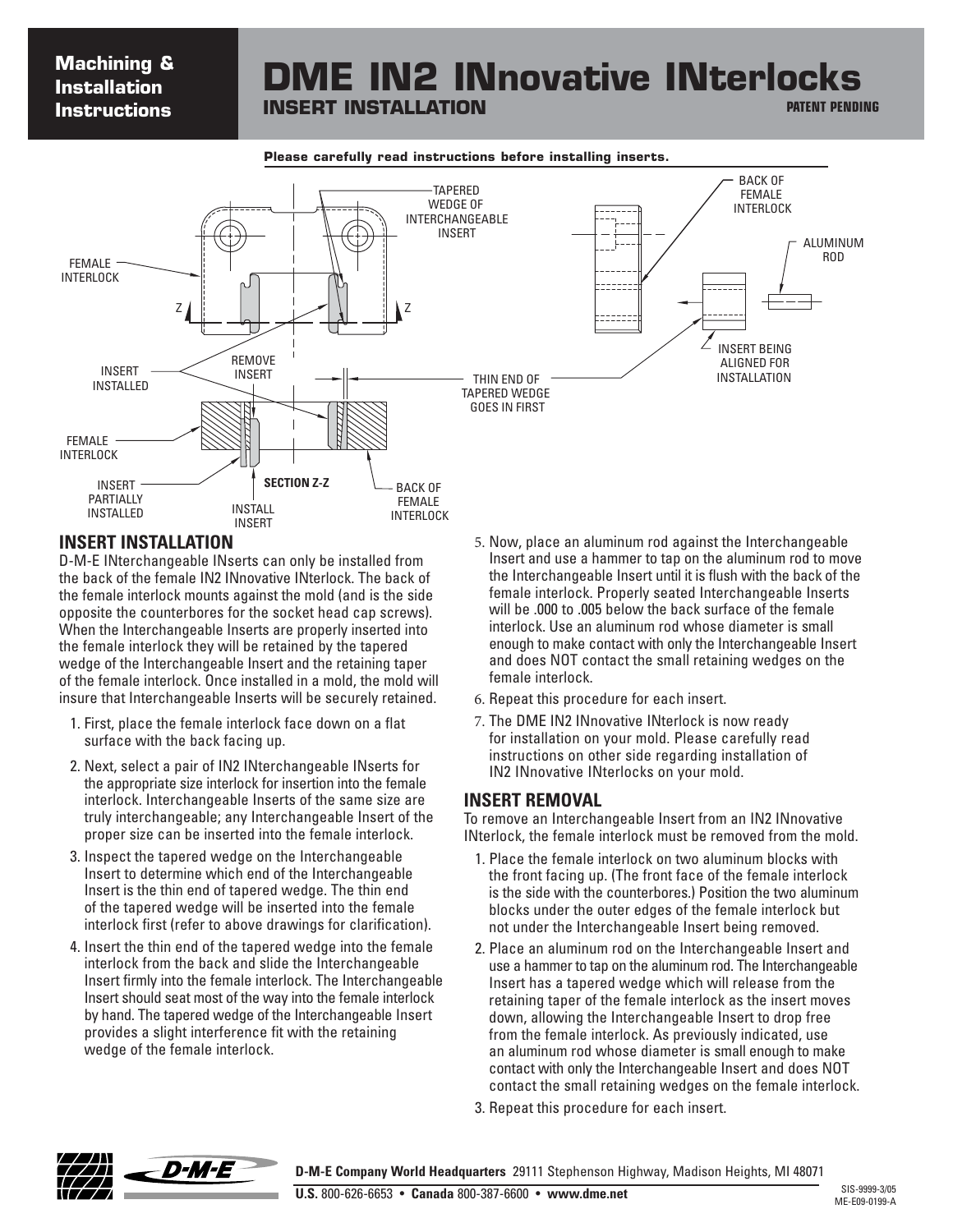Machining & Installation Instructions

# DME IN2 INnovative INterlocks

## INSERT INSTALLATION

PATENT PENDING

**Please carefully read instructions before installing inserts.**

TAPERED WEDGE OF INTERCHANGEABLE INSERT

FEMALE INTERLOCK

Z

Z

INSERT INSTALLED

REMOVE INSERT

FEMALE INTERLOCK

INSERT PARTIALLY INSTALLED

SECTION Z-Z

INSTALL INSERT

BACK OF FEMALE INTERLOCK

THIN END OF TAPERED WEDGE GOES IN FIRST

BACK OF FEMALE INTERLOCK

ALUMINUM ROD

INSERT BEING ALIGNED FOR INSTALLATION

## INSERT INSTALLATION

D-M-E INterchangeable INserts can only be installed from the back of the female IN2 INnovative INterlock. The back of the female interlock mounts against the mold (and is the side opposite the counterbores for the socket head cap screws). When the Interchangeable Inserts are properly inserted into the female interlock they will be retained by the tapered wedge of the Interchangeable Insert and the retaining taper of the female interlock. Once installed in a mold, the mold will insure that Interchangeable Inserts will be securely retained.

1. First, place the female interlock face down on a flat surface with the back facing up.
2. Next, select a pair of IN2 INterchangeable INserts for the appropriate size interlock for insertion into the female interlock. Interchangeable Inserts of the same size are truly interchangeable; any Interchangeable Insert of the proper size can be inserted into the female interlock.
3. Inspect the tapered wedge on the Interchangeable Insert to determine which end of the Interchangeable Insert is the thin end of tapered wedge. The thin end of the tapered wedge will be inserted into the female interlock first (refer to above drawings for clarification).
4. Insert the thin end of the tapered wedge into the female interlock from the back and slide the Interchangeable Insert firmly into the female interlock. The Interchangeable Insert should seat most of the way into the female interlock by hand. The tapered wedge of the Interchangeable Insert provides a slight interference fit with the retaining wedge of the female interlock.
5. Now, place an aluminum rod against the Interchangeable Insert and use a hammer to tap on the aluminum rod to move the Interchangeable Insert until it is flush with the back of the female interlock. Properly seated Interchangeable Inserts will be .000 to .005 below the back surface of the female interlock. Use an aluminum rod whose diameter is small enough to make contact with only the Interchangeable Insert and does NOT contact the small retaining wedges on the female interlock.
6. Repeat this procedure for each insert.
7. The DME IN2 INnovative INterlock is now ready for installation on your mold. Please carefully read instructions on other side regarding installation of IN2 INnovative INterlocks on your mold.

## INSERT REMOVAL

To remove an Interchangeable Insert from an IN2 INnovative INterlock, the female interlock must be removed from the mold.

1. Place the female interlock on two aluminum blocks with the front facing up. (The front face of the female interlock is the side with the counterbores.) Position the two aluminum blocks under the outer edges of the female interlock but not under the Interchangeable Insert being removed.
2. Place an aluminum rod on the Interchangeable Insert and use a hammer to tap on the aluminum rod. The Interchangeable Insert has a tapered wedge which will release from the retaining taper of the female interlock as the insert moves down, allowing the Interchangeable Insert to drop free from the female interlock. As previously indicated, use an aluminum rod whose diameter is small enough to make contact with only the Interchangeable Insert and does NOT contact the small retaining wedges on the female interlock.
3. Repeat this procedure for each insert.

**D-M-E Company World Headquarters** 29111 Stephenson Highway, Madison Heights, MI 48071

**U.S.** 800-626-6653 • **Canada** 800-387-6600 • **www.dme.net**

SIS-9999-3/05
ME-E09-0199-A